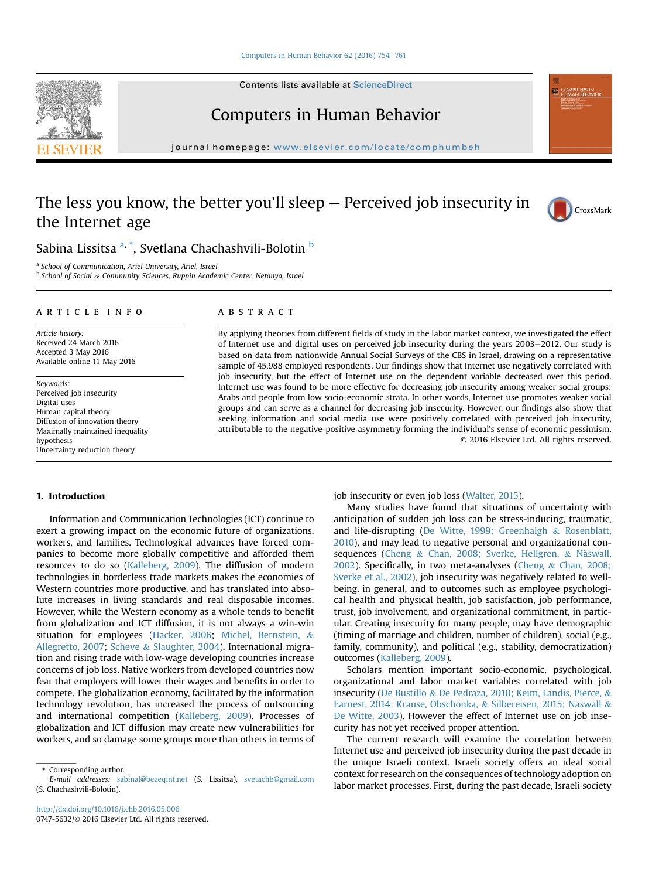# The less you know, the better you'll sleep — Perceived job insecurity in the Internet age

Sabina Lissitsa [a, *], Svetlana Chachashvili-Bolotin [b]

[a] School of Communication, Ariel University, Ariel, Israel
[b] School of Social & Community Sciences, Ruppin Academic Center, Netanya, Israel

## ARTICLE INFO

*Article history:*
Received 24 March 2016
Accepted 3 May 2016
Available online 11 May 2016

*Keywords:*
Perceived job insecurity
Digital uses
Human capital theory
Diffusion of innovation theory
Maximally maintained inequality hypothesis
Uncertainty reduction theory

## ABSTRACT

By applying theories from different fields of study in the labor market context, we investigated the effect of Internet use and digital uses on perceived job insecurity during the years 2003–2012. Our study is based on data from nationwide Annual Social Surveys of the CBS in Israel, drawing on a representative sample of 45,988 employed respondents. Our findings show that Internet use negatively correlated with job insecurity, but the effect of Internet use on the dependent variable decreased over this period. Internet use was found to be more effective for decreasing job insecurity among weaker social groups: Arabs and people from low socio-economic strata. In other words, Internet use promotes weaker social groups and can serve as a channel for decreasing job insecurity. However, our findings also show that seeking information and social media use were positively correlated with perceived job insecurity, attributable to the negative-positive asymmetry forming the individual's sense of economic pessimism.

© 2016 Elsevier Ltd. All rights reserved.

## 1. Introduction

Information and Communication Technologies (ICT) continue to exert a growing impact on the economic future of organizations, workers, and families. Technological advances have forced companies to become more globally competitive and afforded them resources to do so (Kalleberg, 2009). The diffusion of modern technologies in borderless trade markets makes the economies of Western countries more productive, and has translated into absolute increases in living standards and real disposable incomes. However, while the Western economy as a whole tends to benefit from globalization and ICT diffusion, it is not always a win-win situation for employees (Hacker, 2006; Michel, Bernstein, & Allegretto, 2007; Scheve & Slaughter, 2004). International migration and rising trade with low-wage developing countries increase concerns of job loss. Native workers from developed countries now fear that employers will lower their wages and benefits in order to compete. The globalization economy, facilitated by the information technology revolution, has increased the process of outsourcing and international competition (Kalleberg, 2009). Processes of globalization and ICT diffusion may create new vulnerabilities for workers, and so damage some groups more than others in terms of job insecurity or even job loss (Walter, 2015).

Many studies have found that situations of uncertainty with anticipation of sudden job loss can be stress-inducing, traumatic, and life-disrupting (De Witte, 1999; Greenhalgh & Rosenblatt, 2010), and may lead to negative personal and organizational consequences (Cheng & Chan, 2008; Sverke, Hellgren, & Näswall, 2002). Specifically, in two meta-analyses (Cheng & Chan, 2008; Sverke et al., 2002), job insecurity was negatively related to well-being, in general, and to outcomes such as employee psychological health and physical health, job satisfaction, job performance, trust, job involvement, and organizational commitment, in particular. Creating insecurity for many people, may have demographic (timing of marriage and children, number of children), social (e.g., family, community), and political (e.g., stability, democratization) outcomes (Kalleberg, 2009).

Scholars mention important socio-economic, psychological, organizational and labor market variables correlated with job insecurity (De Bustillo & De Pedraza, 2010; Keim, Landis, Pierce, & Earnest, 2014; Krause, Obschonka, & Silbereisen, 2015; Näswall & De Witte, 2003). However the effect of Internet use on job insecurity has not yet received proper attention.

The current research will examine the correlation between Internet use and perceived job insecurity during the past decade in the unique Israeli context. Israeli society offers an ideal social context for research on the consequences of technology adoption on labor market processes. First, during the past decade, Israeli society

* Corresponding author.
*E-mail addresses:* sabinal@bezeqint.net (S. Lissitsa), svetachb@gmail.com (S. Chachashvili-Bolotin).

http://dx.doi.org/10.1016/j.chb.2016.05.006
0747-5632/© 2016 Elsevier Ltd. All rights reserved.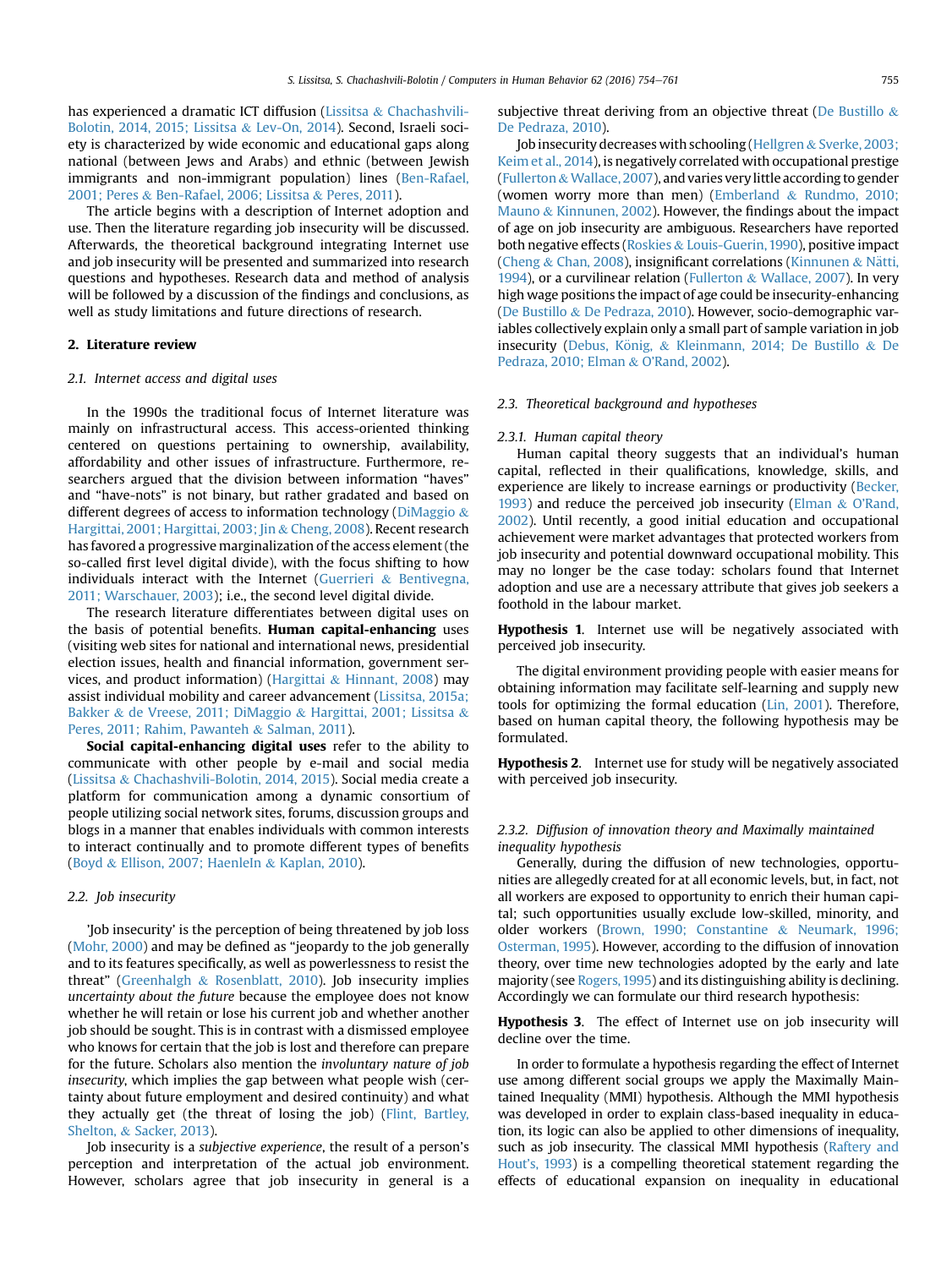has experienced a dramatic ICT diffusion (Lissitsa & Chachashvili-Bolotin, 2014, 2015; Lissitsa & Lev-On, 2014). Second, Israeli society is characterized by wide economic and educational gaps along national (between Jews and Arabs) and ethnic (between Jewish immigrants and non-immigrant population) lines (Ben-Rafael, 2001; Peres & Ben-Rafael, 2006; Lissitsa & Peres, 2011).

The article begins with a description of Internet adoption and use. Then the literature regarding job insecurity will be discussed. Afterwards, the theoretical background integrating Internet use and job insecurity will be presented and summarized into research questions and hypotheses. Research data and method of analysis will be followed by a discussion of the findings and conclusions, as well as study limitations and future directions of research.

## 2. Literature review

### 2.1. Internet access and digital uses

In the 1990s the traditional focus of Internet literature was mainly on infrastructural access. This access-oriented thinking centered on questions pertaining to ownership, availability, affordability and other issues of infrastructure. Furthermore, researchers argued that the division between information "haves" and "have-nots" is not binary, but rather gradated and based on different degrees of access to information technology (DiMaggio & Hargittai, 2001; Hargittai, 2003; Jin & Cheng, 2008). Recent research has favored a progressive marginalization of the access element (the so-called first level digital divide), with the focus shifting to how individuals interact with the Internet (Guerrieri & Bentivegna, 2011; Warschauer, 2003); i.e., the second level digital divide.

The research literature differentiates between digital uses on the basis of potential benefits. **Human capital-enhancing** uses (visiting web sites for national and international news, presidential election issues, health and financial information, government services, and product information) (Hargittai & Hinnant, 2008) may assist individual mobility and career advancement (Lissitsa, 2015a; Bakker & de Vreese, 2011; DiMaggio & Hargittai, 2001; Lissitsa & Peres, 2011; Rahim, Pawanteh & Salman, 2011).

**Social capital-enhancing digital uses** refer to the ability to communicate with other people by e-mail and social media (Lissitsa & Chachashvili-Bolotin, 2014, 2015). Social media create a platform for communication among a dynamic consortium of people utilizing social network sites, forums, discussion groups and blogs in a manner that enables individuals with common interests to interact continually and to promote different types of benefits (Boyd & Ellison, 2007; HaenleIn & Kaplan, 2010).

### 2.2. Job insecurity

'Job insecurity' is the perception of being threatened by job loss (Mohr, 2000) and may be defined as "jeopardy to the job generally and to its features specifically, as well as powerlessness to resist the threat" (Greenhalgh & Rosenblatt, 2010). Job insecurity implies *uncertainty about the future* because the employee does not know whether he will retain or lose his current job and whether another job should be sought. This is in contrast with a dismissed employee who knows for certain that the job is lost and therefore can prepare for the future. Scholars also mention the *involuntary nature of job insecurity*, which implies the gap between what people wish (certainty about future employment and desired continuity) and what they actually get (the threat of losing the job) (Flint, Bartley, Shelton, & Sacker, 2013).

Job insecurity is a *subjective experience*, the result of a person's perception and interpretation of the actual job environment. However, scholars agree that job insecurity in general is a subjective threat deriving from an objective threat (De Bustillo & De Pedraza, 2010).

Job insecurity decreases with schooling (Hellgren & Sverke, 2003; Keim et al., 2014), is negatively correlated with occupational prestige (Fullerton & Wallace, 2007), and varies very little according to gender (women worry more than men) (Emberland & Rundmo, 2010; Mauno & Kinnunen, 2002). However, the findings about the impact of age on job insecurity are ambiguous. Researchers have reported both negative effects (Roskies & Louis-Guerin, 1990), positive impact (Cheng & Chan, 2008), insignificant correlations (Kinnunen & Nätti, 1994), or a curvilinear relation (Fullerton & Wallace, 2007). In very high wage positions the impact of age could be insecurity-enhancing (De Bustillo & De Pedraza, 2010). However, socio-demographic variables collectively explain only a small part of sample variation in job insecurity (Debus, König, & Kleinmann, 2014; De Bustillo & De Pedraza, 2010; Elman & O'Rand, 2002).

### 2.3. Theoretical background and hypotheses

#### 2.3.1. Human capital theory

Human capital theory suggests that an individual's human capital, reflected in their qualifications, knowledge, skills, and experience are likely to increase earnings or productivity (Becker, 1993) and reduce the perceived job insecurity (Elman & O'Rand, 2002). Until recently, a good initial education and occupational achievement were market advantages that protected workers from job insecurity and potential downward occupational mobility. This may no longer be the case today: scholars found that Internet adoption and use are a necessary attribute that gives job seekers a foothold in the labour market.

**Hypothesis 1**. Internet use will be negatively associated with perceived job insecurity.

The digital environment providing people with easier means for obtaining information may facilitate self-learning and supply new tools for optimizing the formal education (Lin, 2001). Therefore, based on human capital theory, the following hypothesis may be formulated.

**Hypothesis 2**. Internet use for study will be negatively associated with perceived job insecurity.

#### 2.3.2. Diffusion of innovation theory and Maximally maintained inequality hypothesis

Generally, during the diffusion of new technologies, opportunities are allegedly created for at all economic levels, but, in fact, not all workers are exposed to opportunity to enrich their human capital; such opportunities usually exclude low-skilled, minority, and older workers (Brown, 1990; Constantine & Neumark, 1996; Osterman, 1995). However, according to the diffusion of innovation theory, over time new technologies adopted by the early and late majority (see Rogers, 1995) and its distinguishing ability is declining. Accordingly we can formulate our third research hypothesis:

**Hypothesis 3**. The effect of Internet use on job insecurity will decline over the time.

In order to formulate a hypothesis regarding the effect of Internet use among different social groups we apply the Maximally Maintained Inequality (MMI) hypothesis. Although the MMI hypothesis was developed in order to explain class-based inequality in education, its logic can also be applied to other dimensions of inequality, such as job insecurity. The classical MMI hypothesis (Raftery and Hout's, 1993) is a compelling theoretical statement regarding the effects of educational expansion on inequality in educational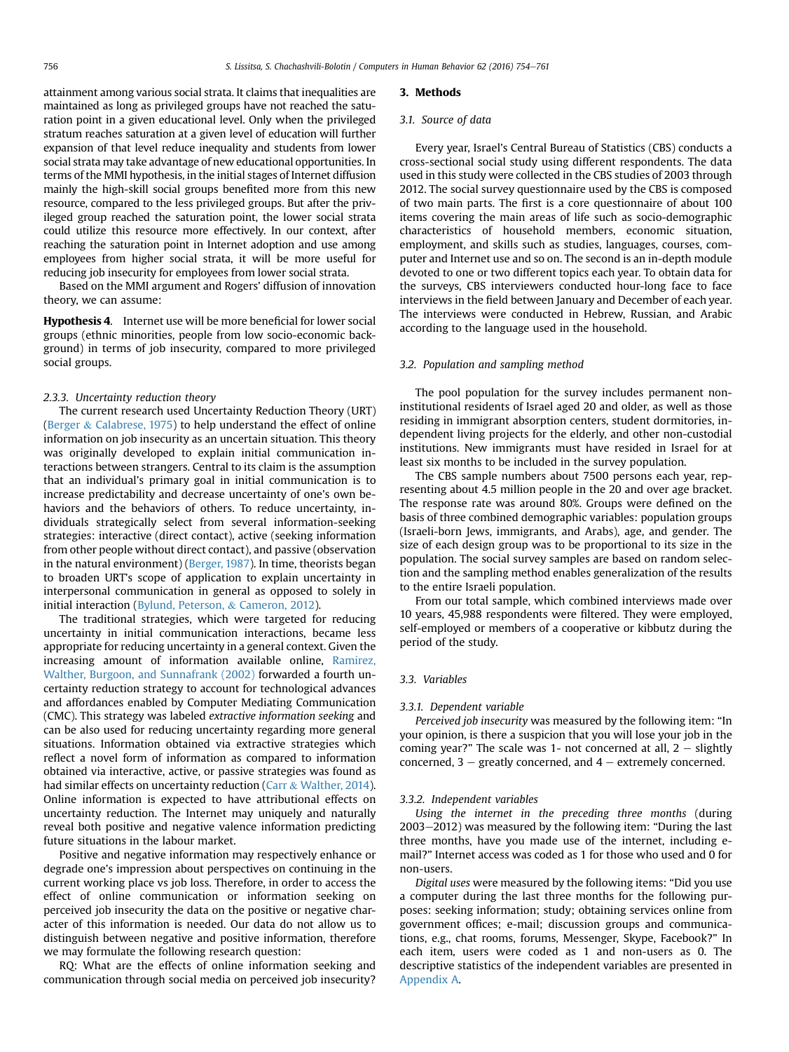attainment among various social strata. It claims that inequalities are maintained as long as privileged groups have not reached the saturation point in a given educational level. Only when the privileged stratum reaches saturation at a given level of education will further expansion of that level reduce inequality and students from lower social strata may take advantage of new educational opportunities. In terms of the MMI hypothesis, in the initial stages of Internet diffusion mainly the high-skill social groups benefited more from this new resource, compared to the less privileged groups. But after the privileged group reached the saturation point, the lower social strata could utilize this resource more effectively. In our context, after reaching the saturation point in Internet adoption and use among employees from higher social strata, it will be more useful for reducing job insecurity for employees from lower social strata.

Based on the MMI argument and Rogers' diffusion of innovation theory, we can assume:

**Hypothesis 4**. Internet use will be more beneficial for lower social groups (ethnic minorities, people from low socio-economic background) in terms of job insecurity, compared to more privileged social groups.

#### 2.3.3. Uncertainty reduction theory

The current research used Uncertainty Reduction Theory (URT) (Berger & Calabrese, 1975) to help understand the effect of online information on job insecurity as an uncertain situation. This theory was originally developed to explain initial communication interactions between strangers. Central to its claim is the assumption that an individual's primary goal in initial communication is to increase predictability and decrease uncertainty of one's own behaviors and the behaviors of others. To reduce uncertainty, individuals strategically select from several information-seeking strategies: interactive (direct contact), active (seeking information from other people without direct contact), and passive (observation in the natural environment) (Berger, 1987). In time, theorists began to broaden URT's scope of application to explain uncertainty in interpersonal communication in general as opposed to solely in initial interaction (Bylund, Peterson, & Cameron, 2012).

The traditional strategies, which were targeted for reducing uncertainty in initial communication interactions, became less appropriate for reducing uncertainty in a general context. Given the increasing amount of information available online, Ramirez, Walther, Burgoon, and Sunnafrank (2002) forwarded a fourth uncertainty reduction strategy to account for technological advances and affordances enabled by Computer Mediating Communication (CMC). This strategy was labeled *extractive information seeking* and can be also used for reducing uncertainty regarding more general situations. Information obtained via extractive strategies which reflect a novel form of information as compared to information obtained via interactive, active, or passive strategies was found as had similar effects on uncertainty reduction (Carr & Walther, 2014). Online information is expected to have attributional effects on uncertainty reduction. The Internet may uniquely and naturally reveal both positive and negative valence information predicting future situations in the labour market.

Positive and negative information may respectively enhance or degrade one's impression about perspectives on continuing in the current working place vs job loss. Therefore, in order to access the effect of online communication or information seeking on perceived job insecurity the data on the positive or negative character of this information is needed. Our data do not allow us to distinguish between negative and positive information, therefore we may formulate the following research question:

RQ: What are the effects of online information seeking and communication through social media on perceived job insecurity?

## 3. Methods

### 3.1. Source of data

Every year, Israel's Central Bureau of Statistics (CBS) conducts a cross-sectional social study using different respondents. The data used in this study were collected in the CBS studies of 2003 through 2012. The social survey questionnaire used by the CBS is composed of two main parts. The first is a core questionnaire of about 100 items covering the main areas of life such as socio-demographic characteristics of household members, economic situation, employment, and skills such as studies, languages, courses, computer and Internet use and so on. The second is an in-depth module devoted to one or two different topics each year. To obtain data for the surveys, CBS interviewers conducted hour-long face to face interviews in the field between January and December of each year. The interviews were conducted in Hebrew, Russian, and Arabic according to the language used in the household.

### 3.2. Population and sampling method

The pool population for the survey includes permanent non-institutional residents of Israel aged 20 and older, as well as those residing in immigrant absorption centers, student dormitories, independent living projects for the elderly, and other non-custodial institutions. New immigrants must have resided in Israel for at least six months to be included in the survey population.

The CBS sample numbers about 7500 persons each year, representing about 4.5 million people in the 20 and over age bracket. The response rate was around 80%. Groups were defined on the basis of three combined demographic variables: population groups (Israeli-born Jews, immigrants, and Arabs), age, and gender. The size of each design group was to be proportional to its size in the population. The social survey samples are based on random selection and the sampling method enables generalization of the results to the entire Israeli population.

From our total sample, which combined interviews made over 10 years, 45,988 respondents were filtered. They were employed, self-employed or members of a cooperative or kibbutz during the period of the study.

### 3.3. Variables

#### 3.3.1. Dependent variable

*Perceived job insecurity* was measured by the following item: "In your opinion, is there a suspicion that you will lose your job in the coming year?" The scale was 1- not concerned at all, 2 − slightly concerned, 3 − greatly concerned, and 4 − extremely concerned.

#### 3.3.2. Independent variables

*Using the internet in the preceding three months* (during 2003−2012) was measured by the following item: "During the last three months, have you made use of the internet, including e-mail?" Internet access was coded as 1 for those who used and 0 for non-users.

*Digital uses* were measured by the following items: "Did you use a computer during the last three months for the following purposes: seeking information; study; obtaining services online from government offices; e-mail; discussion groups and communications, e.g., chat rooms, forums, Messenger, Skype, Facebook?" In each item, users were coded as 1 and non-users as 0. The descriptive statistics of the independent variables are presented in Appendix A.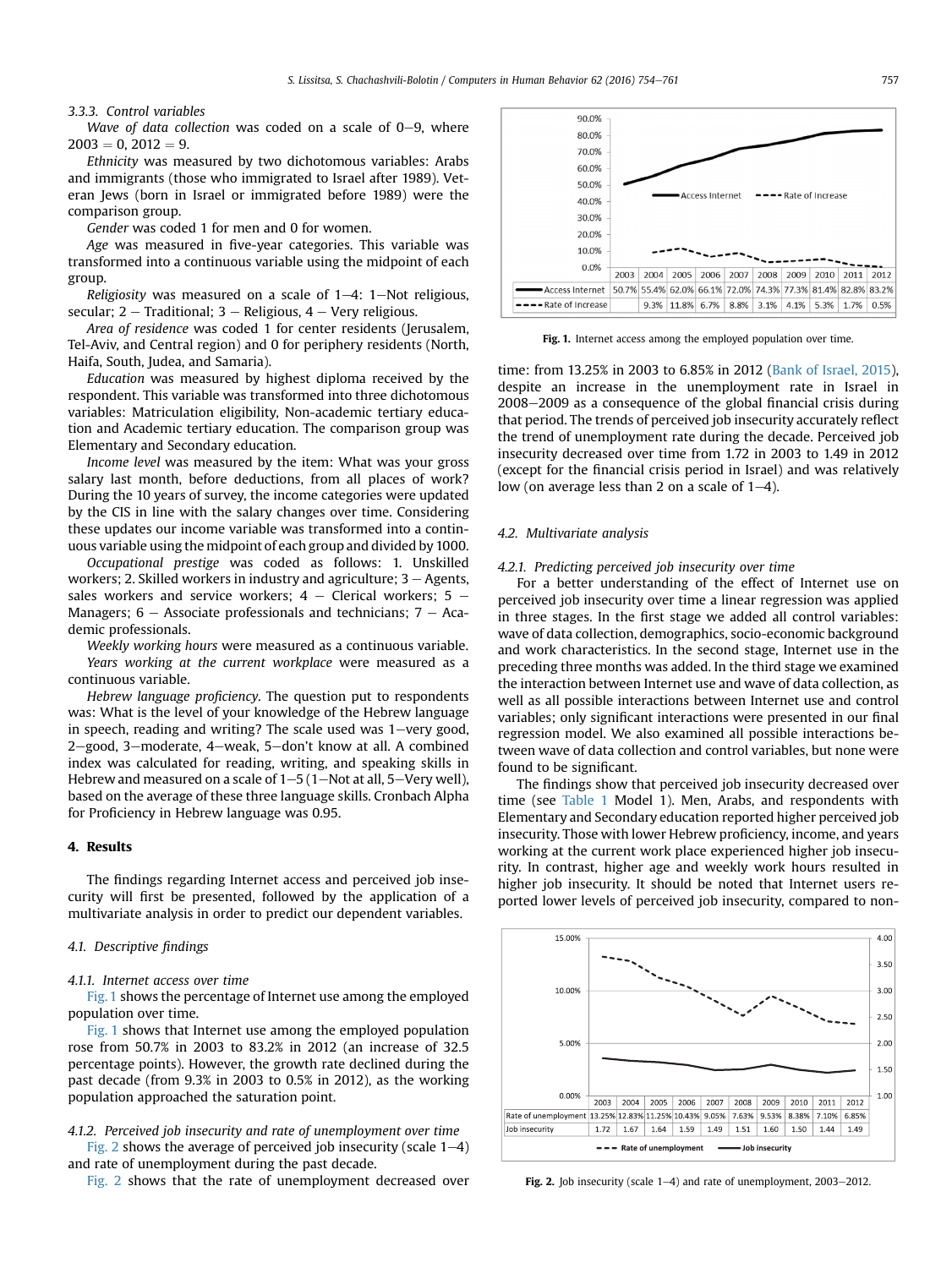#### 3.3.3. Control variables

*Wave of data collection* was coded on a scale of 0–9, where 2003 = 0, 2012 = 9.

*Ethnicity* was measured by two dichotomous variables: Arabs and immigrants (those who immigrated to Israel after 1989). Veteran Jews (born in Israel or immigrated before 1989) were the comparison group.

*Gender* was coded 1 for men and 0 for women.

*Age* was measured in five-year categories. This variable was transformed into a continuous variable using the midpoint of each group.

*Religiosity* was measured on a scale of 1–4: 1–Not religious, secular; 2 – Traditional; 3 – Religious, 4 – Very religious.

*Area of residence* was coded 1 for center residents (Jerusalem, Tel-Aviv, and Central region) and 0 for periphery residents (North, Haifa, South, Judea, and Samaria).

*Education* was measured by highest diploma received by the respondent. This variable was transformed into three dichotomous variables: Matriculation eligibility, Non-academic tertiary education and Academic tertiary education. The comparison group was Elementary and Secondary education.

*Income level* was measured by the item: What was your gross salary last month, before deductions, from all places of work? During the 10 years of survey, the income categories were updated by the CIS in line with the salary changes over time. Considering these updates our income variable was transformed into a continuous variable using the midpoint of each group and divided by 1000.

*Occupational prestige* was coded as follows: 1. Unskilled workers; 2. Skilled workers in industry and agriculture; 3 – Agents, sales workers and service workers; 4 – Clerical workers; 5 – Managers; 6 – Associate professionals and technicians; 7 – Academic professionals.

*Weekly working hours* were measured as a continuous variable.

*Years working at the current workplace* were measured as a continuous variable.

*Hebrew language proficiency*. The question put to respondents was: What is the level of your knowledge of the Hebrew language in speech, reading and writing? The scale used was 1–very good, 2–good, 3–moderate, 4–weak, 5–don't know at all. A combined index was calculated for reading, writing, and speaking skills in Hebrew and measured on a scale of 1–5 (1–Not at all, 5–Very well), based on the average of these three language skills. Cronbach Alpha for Proficiency in Hebrew language was 0.95.

## 4. Results

The findings regarding Internet access and perceived job insecurity will first be presented, followed by the application of a multivariate analysis in order to predict our dependent variables.

### 4.1. Descriptive findings

#### 4.1.1. Internet access over time

Fig. 1 shows the percentage of Internet use among the employed population over time.

Fig. 1 shows that Internet use among the employed population rose from 50.7% in 2003 to 83.2% in 2012 (an increase of 32.5 percentage points). However, the growth rate declined during the past decade (from 9.3% in 2003 to 0.5% in 2012), as the working population approached the saturation point.

#### 4.1.2. Perceived job insecurity and rate of unemployment over time

Fig. 2 shows the average of perceived job insecurity (scale 1–4) and rate of unemployment during the past decade.

Fig. 2 shows that the rate of unemployment decreased over time: from 13.25% in 2003 to 6.85% in 2012 (Bank of Israel, 2015), despite an increase in the unemployment rate in Israel in 2008–2009 as a consequence of the global financial crisis during that period. The trends of perceived job insecurity accurately reflect the trend of unemployment rate during the decade. Perceived job insecurity decreased over time from 1.72 in 2003 to 1.49 in 2012 (except for the financial crisis period in Israel) and was relatively low (on average less than 2 on a scale of 1–4).

| | 2003 | 2004 | 2005 | 2006 | 2007 | 2008 | 2009 | 2010 | 2011 | 2012 |
|---|---|---|---|---|---|---|---|---|---|---|
| Access Internet | 50.7% | 55.4% | 62.0% | 66.1% | 72.0% | 74.3% | 77.3% | 81.4% | 82.8% | 83.2% |
| Rate of Increase | | 9.3% | 11.8% | 6.7% | 8.8% | 3.1% | 4.1% | 5.3% | 1.7% | 0.5% |

**Fig. 1.** Internet access among the employed population over time.

| | 2003 | 2004 | 2005 | 2006 | 2007 | 2008 | 2009 | 2010 | 2011 | 2012 |
|---|---|---|---|---|---|---|---|---|---|---|
| Rate of unemployment | 13.25% | 12.83% | 11.25% | 10.43% | 9.05% | 7.63% | 9.53% | 8.38% | 7.10% | 6.85% |
| Job insecurity | 1.72 | 1.67 | 1.64 | 1.59 | 1.49 | 1.51 | 1.60 | 1.50 | 1.44 | 1.49 |

**Fig. 2.** Job insecurity (scale 1–4) and rate of unemployment, 2003–2012.

### 4.2. Multivariate analysis

#### 4.2.1. Predicting perceived job insecurity over time

For a better understanding of the effect of Internet use on perceived job insecurity over time a linear regression was applied in three stages. In the first stage we added all control variables: wave of data collection, demographics, socio-economic background and work characteristics. In the second stage, Internet use in the preceding three months was added. In the third stage we examined the interaction between Internet use and wave of data collection, as well as all possible interactions between Internet use and control variables; only significant interactions were presented in our final regression model. We also examined all possible interactions between wave of data collection and control variables, but none were found to be significant.

The findings show that perceived job insecurity decreased over time (see Table 1 Model 1). Men, Arabs, and respondents with Elementary and Secondary education reported higher perceived job insecurity. Those with lower Hebrew proficiency, income, and years working at the current work place experienced higher job insecurity. In contrast, higher age and weekly work hours resulted in higher job insecurity. It should be noted that Internet users reported lower levels of perceived job insecurity, compared to non-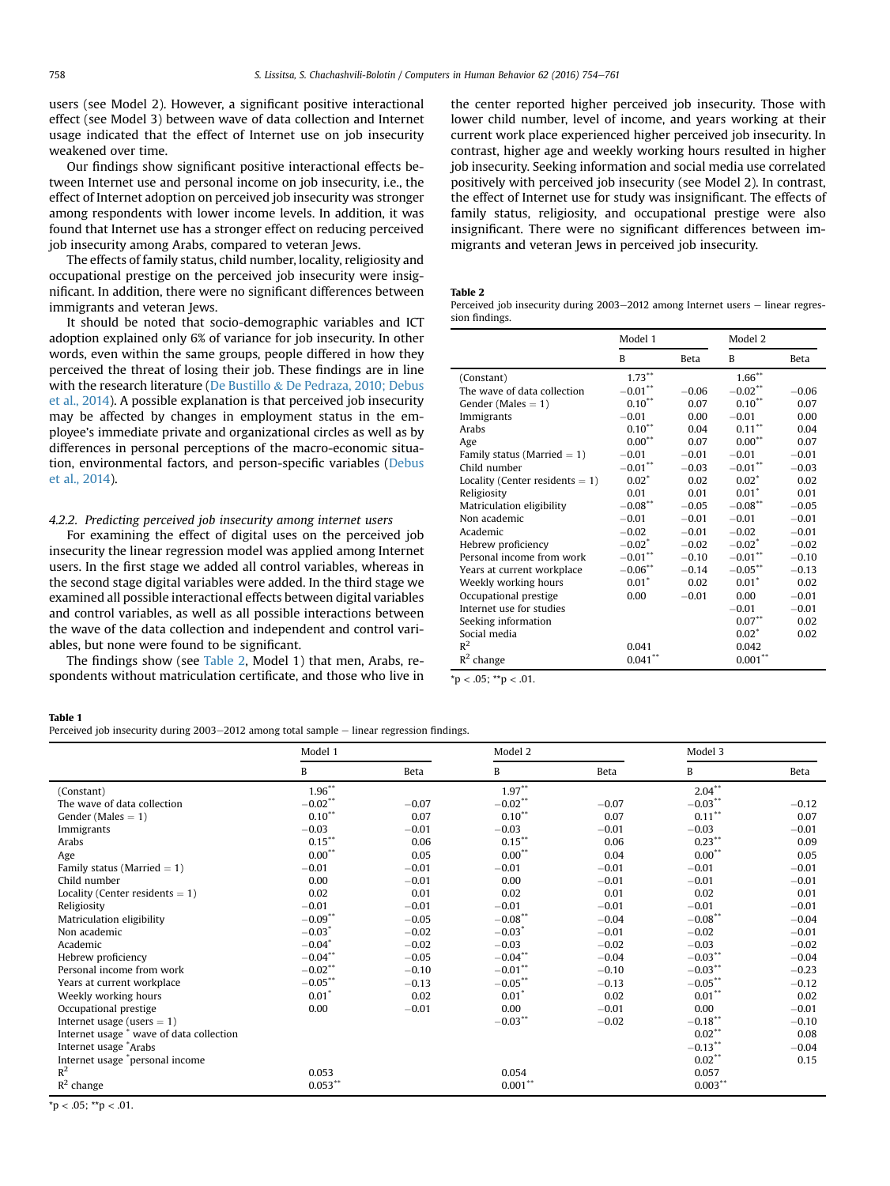users (see Model 2). However, a significant positive interactional effect (see Model 3) between wave of data collection and Internet usage indicated that the effect of Internet use on job insecurity weakened over time.

Our findings show significant positive interactional effects between Internet use and personal income on job insecurity, i.e., the effect of Internet adoption on perceived job insecurity was stronger among respondents with lower income levels. In addition, it was found that Internet use has a stronger effect on reducing perceived job insecurity among Arabs, compared to veteran Jews.

The effects of family status, child number, locality, religiosity and occupational prestige on the perceived job insecurity were insignificant. In addition, there were no significant differences between immigrants and veteran Jews.

It should be noted that socio-demographic variables and ICT adoption explained only 6% of variance for job insecurity. In other words, even within the same groups, people differed in how they perceived the threat of losing their job. These findings are in line with the research literature (De Bustillo & De Pedraza, 2010; Debus et al., 2014). A possible explanation is that perceived job insecurity may be affected by changes in employment status in the employee's immediate private and organizational circles as well as by differences in personal perceptions of the macro-economic situation, environmental factors, and person-specific variables (Debus et al., 2014).

#### 4.2.2. *Predicting perceived job insecurity among internet users*

For examining the effect of digital uses on the perceived job insecurity the linear regression model was applied among Internet users. In the first stage we added all control variables, whereas in the second stage digital variables were added. In the third stage we examined all possible interactional effects between digital variables and control variables, as well as all possible interactions between the wave of the data collection and independent and control variables, but none were found to be significant.

The findings show (see Table 2, Model 1) that men, Arabs, respondents without matriculation certificate, and those who live in the center reported higher perceived job insecurity. Those with lower child number, level of income, and years working at their current work place experienced higher perceived job insecurity. In contrast, higher age and weekly working hours resulted in higher job insecurity. Seeking information and social media use correlated positively with perceived job insecurity (see Model 2). In contrast, the effect of Internet use for study was insignificant. The effects of family status, religiosity, and occupational prestige were also insignificant. There were no significant differences between immigrants and veteran Jews in perceived job insecurity.

**Table 2**
Perceived job insecurity during 2003–2012 among Internet users – linear regression findings.

| | Model 1 | | Model 2 | |
|---|---|---|---|---|
| | B | Beta | B | Beta |
| (Constant) | 1.73** | | 1.66** | |
| The wave of data collection | −0.01** | −0.06 | −0.02** | −0.06 |
| Gender (Males = 1) | 0.10** | 0.07 | 0.10** | 0.07 |
| Immigrants | −0.01 | 0.00 | −0.01 | 0.00 |
| Arabs | 0.10** | 0.04 | 0.11** | 0.04 |
| Age | 0.00** | 0.07 | 0.00** | 0.07 |
| Family status (Married = 1) | −0.01 | −0.01 | −0.01 | −0.01 |
| Child number | −0.01** | −0.03 | −0.01** | −0.03 |
| Locality (Center residents = 1) | 0.02* | 0.02 | 0.02* | 0.02 |
| Religiosity | 0.01 | 0.01 | 0.01* | 0.01 |
| Matriculation eligibility | −0.08** | −0.05 | −0.08** | −0.05 |
| Non academic | −0.01 | −0.01 | −0.01 | −0.01 |
| Academic | −0.02 | −0.01 | −0.02 | −0.01 |
| Hebrew proficiency | −0.02* | −0.02 | −0.02* | −0.02 |
| Personal income from work | −0.01** | −0.10 | −0.01** | −0.10 |
| Years at current workplace | −0.06** | −0.14 | −0.05** | −0.13 |
| Weekly working hours | 0.01* | 0.02 | 0.01* | 0.02 |
| Occupational prestige | 0.00 | −0.01 | 0.00 | −0.01 |
| Internet use for studies | | | −0.01 | −0.01 |
| Seeking information | | | 0.07** | 0.02 |
| Social media | | | 0.02* | 0.02 |
| $R^2$ | 0.041 | | 0.042 | |
| $R^2$ change | 0.041** | | 0.001** | |

*p < .05; **p < .01.

**Table 1**
Perceived job insecurity during 2003–2012 among total sample – linear regression findings.

| | Model 1 | | Model 2 | | Model 3 | |
|---|---|---|---|---|---|---|
| | B | Beta | B | Beta | B | Beta |
| (Constant) | 1.96** | | 1.97** | | 2.04** | |
| The wave of data collection | −0.02** | −0.07 | −0.02** | −0.07 | −0.03** | −0.12 |
| Gender (Males = 1) | 0.10** | 0.07 | 0.10** | 0.07 | 0.11** | 0.07 |
| Immigrants | −0.03 | −0.01 | −0.03 | −0.01 | −0.03 | −0.01 |
| Arabs | 0.15** | 0.06 | 0.15** | 0.06 | 0.23** | 0.09 |
| Age | 0.00** | 0.05 | 0.00** | 0.04 | 0.00** | 0.05 |
| Family status (Married = 1) | −0.01 | −0.01 | −0.01 | −0.01 | −0.01 | −0.01 |
| Child number | 0.00 | −0.01 | 0.00 | −0.01 | −0.01 | −0.01 |
| Locality (Center residents = 1) | 0.02 | 0.01 | 0.02 | 0.01 | 0.02 | 0.01 |
| Religiosity | −0.01 | −0.01 | −0.01 | −0.01 | −0.01 | −0.01 |
| Matriculation eligibility | −0.09** | −0.05 | −0.08** | −0.04 | −0.08** | −0.04 |
| Non academic | −0.03* | −0.02 | −0.03* | −0.01 | −0.02 | −0.01 |
| Academic | −0.04* | −0.02 | −0.03 | −0.02 | −0.03 | −0.02 |
| Hebrew proficiency | −0.04** | −0.05 | −0.04** | −0.04 | −0.03** | −0.04 |
| Personal income from work | −0.02** | −0.10 | −0.01** | −0.10 | −0.03** | −0.23 |
| Years at current workplace | −0.05** | −0.13 | −0.05** | −0.13 | −0.05** | −0.12 |
| Weekly working hours | 0.01* | 0.02 | 0.01* | 0.02 | 0.01** | 0.02 |
| Occupational prestige | 0.00 | −0.01 | 0.00 | −0.01 | 0.00 | −0.01 |
| Internet usage (users = 1) | | | −0.03** | −0.02 | −0.18** | −0.10 |
| Internet usage * wave of data collection | | | | | 0.02** | 0.08 |
| Internet usage *Arabs | | | | | −0.13** | −0.04 |
| Internet usage *personal income | | | | | 0.02** | 0.15 |
| $R^2$ | 0.053 | | 0.054 | | 0.057 | |
| $R^2$ change | 0.053** | | 0.001** | | 0.003** | |

*p < .05; **p < .01.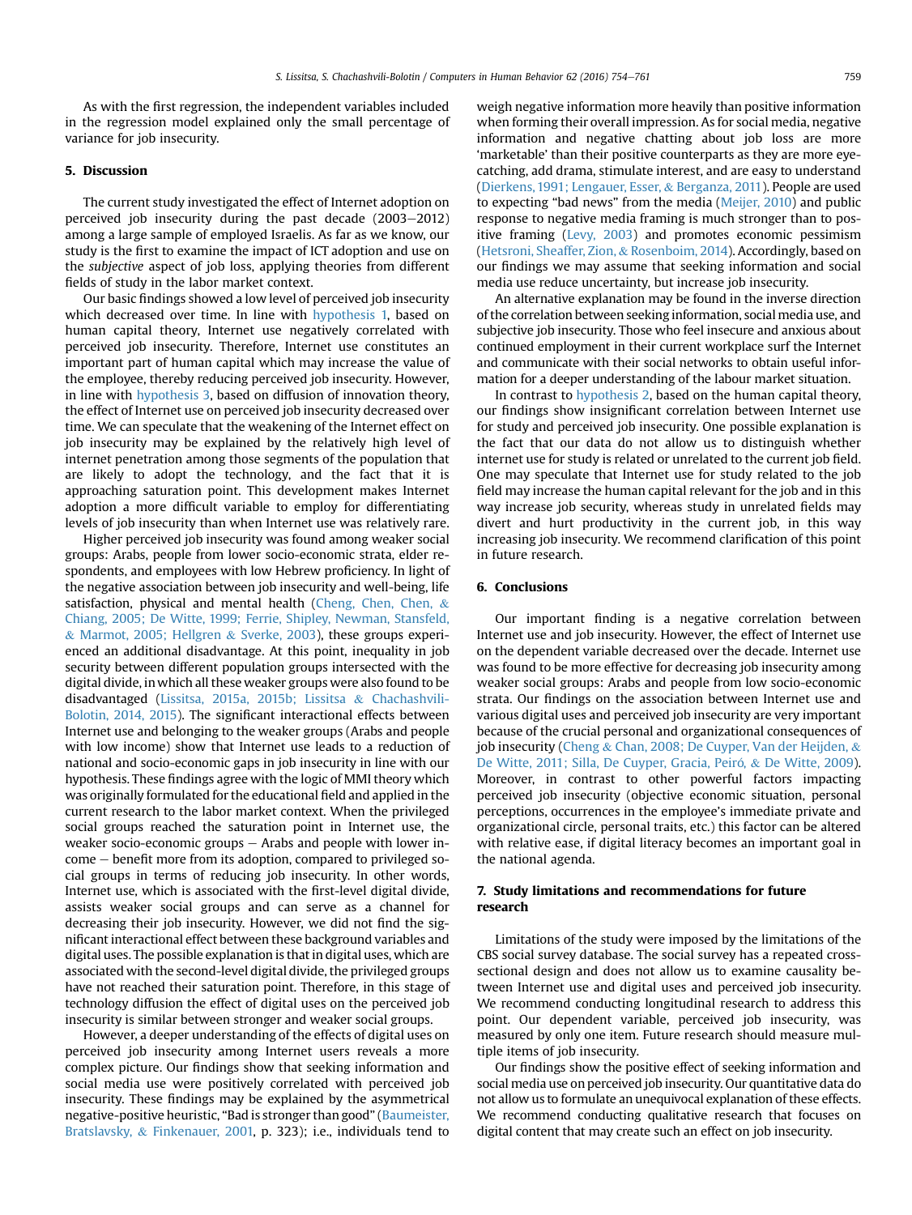As with the first regression, the independent variables included in the regression model explained only the small percentage of variance for job insecurity.

## 5. Discussion

The current study investigated the effect of Internet adoption on perceived job insecurity during the past decade (2003–2012) among a large sample of employed Israelis. As far as we know, our study is the first to examine the impact of ICT adoption and use on the *subjective* aspect of job loss, applying theories from different fields of study in the labor market context.

Our basic findings showed a low level of perceived job insecurity which decreased over time. In line with hypothesis 1, based on human capital theory, Internet use negatively correlated with perceived job insecurity. Therefore, Internet use constitutes an important part of human capital which may increase the value of the employee, thereby reducing perceived job insecurity. However, in line with hypothesis 3, based on diffusion of innovation theory, the effect of Internet use on perceived job insecurity decreased over time. We can speculate that the weakening of the Internet effect on job insecurity may be explained by the relatively high level of internet penetration among those segments of the population that are likely to adopt the technology, and the fact that it is approaching saturation point. This development makes Internet adoption a more difficult variable to employ for differentiating levels of job insecurity than when Internet use was relatively rare.

Higher perceived job insecurity was found among weaker social groups: Arabs, people from lower socio-economic strata, elder respondents, and employees with low Hebrew proficiency. In light of the negative association between job insecurity and well-being, life satisfaction, physical and mental health (Cheng, Chen, Chen, & Chiang, 2005; De Witte, 1999; Ferrie, Shipley, Newman, Stansfeld, & Marmot, 2005; Hellgren & Sverke, 2003), these groups experienced an additional disadvantage. At this point, inequality in job security between different population groups intersected with the digital divide, in which all these weaker groups were also found to be disadvantaged (Lissitsa, 2015a, 2015b; Lissitsa & Chachashvili-Bolotin, 2014, 2015). The significant interactional effects between Internet use and belonging to the weaker groups (Arabs and people with low income) show that Internet use leads to a reduction of national and socio-economic gaps in job insecurity in line with our hypothesis. These findings agree with the logic of MMI theory which was originally formulated for the educational field and applied in the current research to the labor market context. When the privileged social groups reached the saturation point in Internet use, the weaker socio-economic groups – Arabs and people with lower income – benefit more from its adoption, compared to privileged social groups in terms of reducing job insecurity. In other words, Internet use, which is associated with the first-level digital divide, assists weaker social groups and can serve as a channel for decreasing their job insecurity. However, we did not find the significant interactional effect between these background variables and digital uses. The possible explanation is that in digital uses, which are associated with the second-level digital divide, the privileged groups have not reached their saturation point. Therefore, in this stage of technology diffusion the effect of digital uses on the perceived job insecurity is similar between stronger and weaker social groups.

However, a deeper understanding of the effects of digital uses on perceived job insecurity among Internet users reveals a more complex picture. Our findings show that seeking information and social media use were positively correlated with perceived job insecurity. These findings may be explained by the asymmetrical negative-positive heuristic, "Bad is stronger than good" (Baumeister, Bratslavsky, & Finkenauer, 2001, p. 323); i.e., individuals tend to weigh negative information more heavily than positive information when forming their overall impression. As for social media, negative information and negative chatting about job loss are more 'marketable' than their positive counterparts as they are more eye-catching, add drama, stimulate interest, and are easy to understand (Dierkens, 1991; Lengauer, Esser, & Berganza, 2011). People are used to expecting "bad news" from the media (Meijer, 2010) and public response to negative media framing is much stronger than to positive framing (Levy, 2003) and promotes economic pessimism (Hetsroni, Sheaffer, Zion, & Rosenboim, 2014). Accordingly, based on our findings we may assume that seeking information and social media use reduce uncertainty, but increase job insecurity.

An alternative explanation may be found in the inverse direction of the correlation between seeking information, social media use, and subjective job insecurity. Those who feel insecure and anxious about continued employment in their current workplace surf the Internet and communicate with their social networks to obtain useful information for a deeper understanding of the labour market situation.

In contrast to hypothesis 2, based on the human capital theory, our findings show insignificant correlation between Internet use for study and perceived job insecurity. One possible explanation is the fact that our data do not allow us to distinguish whether internet use for study is related or unrelated to the current job field. One may speculate that Internet use for study related to the job field may increase the human capital relevant for the job and in this way increase job security, whereas study in unrelated fields may divert and hurt productivity in the current job, in this way increasing job insecurity. We recommend clarification of this point in future research.

## 6. Conclusions

Our important finding is a negative correlation between Internet use and job insecurity. However, the effect of Internet use on the dependent variable decreased over the decade. Internet use was found to be more effective for decreasing job insecurity among weaker social groups: Arabs and people from low socio-economic strata. Our findings on the association between Internet use and various digital uses and perceived job insecurity are very important because of the crucial personal and organizational consequences of job insecurity (Cheng & Chan, 2008; De Cuyper, Van der Heijden, & De Witte, 2011; Silla, De Cuyper, Gracia, Peiró, & De Witte, 2009). Moreover, in contrast to other powerful factors impacting perceived job insecurity (objective economic situation, personal perceptions, occurrences in the employee's immediate private and organizational circle, personal traits, etc.) this factor can be altered with relative ease, if digital literacy becomes an important goal in the national agenda.

## 7. Study limitations and recommendations for future research

Limitations of the study were imposed by the limitations of the CBS social survey database. The social survey has a repeated cross-sectional design and does not allow us to examine causality between Internet use and digital uses and perceived job insecurity. We recommend conducting longitudinal research to address this point. Our dependent variable, perceived job insecurity, was measured by only one item. Future research should measure multiple items of job insecurity.

Our findings show the positive effect of seeking information and social media use on perceived job insecurity. Our quantitative data do not allow us to formulate an unequivocal explanation of these effects. We recommend conducting qualitative research that focuses on digital content that may create such an effect on job insecurity.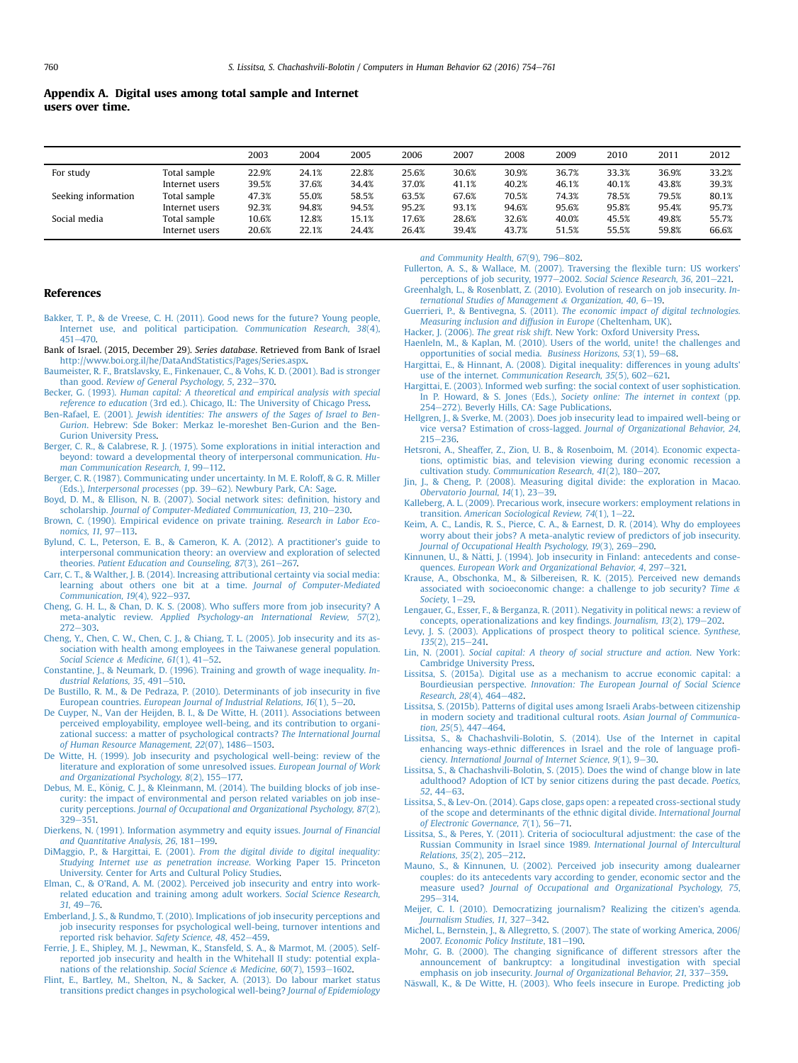## Appendix A. Digital uses among total sample and Internet users over time.

| | | 2003 | 2004 | 2005 | 2006 | 2007 | 2008 | 2009 | 2010 | 2011 | 2012 |
|---|---|---|---|---|---|---|---|---|---|---|---|
| For study | Total sample | 22.9% | 24.1% | 22.8% | 25.6% | 30.6% | 30.9% | 36.7% | 33.3% | 36.9% | 33.2% |
| | Internet users | 39.5% | 37.6% | 34.4% | 37.0% | 41.1% | 40.2% | 46.1% | 40.1% | 43.8% | 39.3% |
| Seeking information | Total sample | 47.3% | 55.0% | 58.5% | 63.5% | 67.6% | 70.5% | 74.3% | 78.5% | 79.5% | 80.1% |
| | Internet users | 92.3% | 94.8% | 94.5% | 95.2% | 93.1% | 94.6% | 95.6% | 95.8% | 95.4% | 95.7% |
| Social media | Total sample | 10.6% | 12.8% | 15.1% | 17.6% | 28.6% | 32.6% | 40.0% | 45.5% | 49.8% | 55.7% |
| | Internet users | 20.6% | 22.1% | 24.4% | 26.4% | 39.4% | 43.7% | 51.5% | 55.5% | 59.8% | 66.6% |

## References

Bakker, T. P., & de Vreese, C. H. (2011). Good news for the future? Young people, Internet use, and political participation. *Communication Research, 38*(4), 451–470.

Bank of Israel. (2015, December 29). *Series database*. Retrieved from Bank of Israel http://www.boi.org.il/he/DataAndStatistics/Pages/Series.aspx.

Baumeister, R. F., Bratslavsky, E., Finkenauer, C., & Vohs, K. D. (2001). Bad is stronger than good. *Review of General Psychology, 5*, 232–370.

Becker, G. (1993). *Human capital: A theoretical and empirical analysis with special reference to education* (3rd ed.). Chicago, IL: The University of Chicago Press.

Ben-Rafael, E. (2001). *Jewish identities: The answers of the Sages of Israel to Ben-Gurion*. Hebrew: Sde Boker: Merkaz le-moreshet Ben-Gurion and the Ben-Gurion University Press.

Berger, C. R., & Calabrese, R. J. (1975). Some explorations in initial interaction and beyond: toward a developmental theory of interpersonal communication. *Human Communication Research, 1*, 99–112.

Berger, C. R. (1987). Communicating under uncertainty. In M. E. Roloff, & G. R. Miller (Eds.), *Interpersonal processes* (pp. 39–62). Newbury Park, CA: Sage.

Boyd, D. M., & Ellison, N. B. (2007). Social network sites: definition, history and scholarship. *Journal of Computer-Mediated Communication, 13*, 210–230.

Brown, C. (1990). Empirical evidence on private training. *Research in Labor Economics, 11*, 97–113.

Bylund, C. L., Peterson, E. B., & Cameron, K. A. (2012). A practitioner's guide to interpersonal communication theory: an overview and exploration of selected theories. *Patient Education and Counseling, 87*(3), 261–267.

Carr, C. T., & Walther, J. B. (2014). Increasing attributional certainty via social media: learning about others one bit at a time. *Journal of Computer-Mediated Communication, 19*(4), 922–937.

Cheng, G. H. L., & Chan, D. K. S. (2008). Who suffers more from job insecurity? A meta-analytic review. *Applied Psychology-an International Review, 57*(2), 272–303.

Cheng, Y., Chen, C. W., Chen, C. J., & Chiang, T. L. (2005). Job insecurity and its association with health among employees in the Taiwanese general population. *Social Science & Medicine, 61*(1), 41–52.

Constantine, J., & Neumark, D. (1996). Training and growth of wage inequality. *Industrial Relations, 35*, 491–510.

De Bustillo, R. M., & De Pedraza, P. (2010). Determinants of job insecurity in five European countries. *European Journal of Industrial Relations, 16*(1), 5–20.

De Cuyper, N., Van der Heijden, B. I., & De Witte, H. (2011). Associations between perceived employability, employee well-being, and its contribution to organizational success: a matter of psychological contracts? *The International Journal of Human Resource Management, 22*(07), 1486–1503.

De Witte, H. (1999). Job insecurity and psychological well-being: review of the literature and exploration of some unresolved issues. *European Journal of Work and Organizational Psychology, 8*(2), 155–177.

Debus, M. E., König, C. J., & Kleinmann, M. (2014). The building blocks of job insecurity: the impact of environmental and person related variables on job insecurity perceptions. *Journal of Occupational and Organizational Psychology, 87*(2), 329–351.

Dierkens, N. (1991). Information asymmetry and equity issues. *Journal of Financial and Quantitative Analysis, 26*, 181–199.

DiMaggio, P., & Hargittai, E. (2001). *From the digital divide to digital inequality: Studying Internet use as penetration increase*. Working Paper 15. Princeton University. Center for Arts and Cultural Policy Studies.

Elman, C., & O'Rand, A. M. (2002). Perceived job insecurity and entry into work-related education and training among adult workers. *Social Science Research, 31*, 49–76.

Emberland, J. S., & Rundmo, T. (2010). Implications of job insecurity perceptions and job insecurity responses for psychological well-being, turnover intentions and reported risk behavior. *Safety Science, 48*, 452–459.

Ferrie, J. E., Shipley, M. J., Newman, K., Stansfeld, S. A., & Marmot, M. (2005). Self-reported job insecurity and health in the Whitehall II study: potential explanations of the relationship. *Social Science & Medicine, 60*(7), 1593–1602.

Flint, E., Bartley, M., Shelton, N., & Sacker, A. (2013). Do labour market status transitions predict changes in psychological well-being? *Journal of Epidemiology and Community Health, 67*(9), 796–802.

Fullerton, A. S., & Wallace, M. (2007). Traversing the flexible turn: US workers' perceptions of job security, 1977–2002. *Social Science Research, 36*, 201–221.

Greenhalgh, L., & Rosenblatt, Z. (2010). Evolution of research on job insecurity. *International Studies of Management & Organization, 40*, 6–19.

Guerrieri, P., & Bentivegna, S. (2011). *The economic impact of digital technologies. Measuring inclusion and diffusion in Europe* (Cheltenham, UK).

Hacker, J. (2006). *The great risk shift*. New York: Oxford University Press.

Haenleln, M., & Kaplan, M. (2010). Users of the world, unite! the challenges and opportunities of social media. *Business Horizons, 53*(1), 59–68.

Hargittai, E., & Hinnant, A. (2008). Digital inequality: differences in young adults' use of the internet. *Communication Research, 35*(5), 602–621.

Hargittai, E. (2003). Informed web surfing: the social context of user sophistication. In P. Howard, & S. Jones (Eds.), *Society online: The internet in context* (pp. 254–272). Beverly Hills, CA: Sage Publications.

Hellgren, J., & Sverke, M. (2003). Does job insecurity lead to impaired well-being or vice versa? Estimation of cross-lagged. *Journal of Organizational Behavior, 24*, 215–236.

Hetsroni, A., Sheaffer, Z., Zion, U. B., & Rosenboim, M. (2014). Economic expectations, optimistic bias, and television viewing during economic recession a cultivation study. *Communication Research, 41*(2), 180–207.

Jin, J., & Cheng, P. (2008). Measuring digital divide: the exploration in Macao. *Observatorio Journal, 14*(1), 23–39.

Kalleberg, A. L. (2009). Precarious work, insecure workers: employment relations in transition. *American Sociological Review, 74*(1), 1–22.

Keim, A. C., Landis, R. S., Pierce, C. A., & Earnest, D. R. (2014). Why do employees worry about their jobs? A meta-analytic review of predictors of job insecurity. *Journal of Occupational Health Psychology, 19*(3), 269–290.

Kinnunen, U., & Nätti, J. (1994). Job insecurity in Finland: antecedents and consequences. *European Work and Organizational Behavior, 4*, 297–321.

Krause, A., Obschonka, M., & Silbereisen, R. K. (2015). Perceived new demands associated with socioeconomic change: a challenge to job security? *Time & Society*, 1–29.

Lengauer, G., Esser, F., & Berganza, R. (2011). Negativity in political news: a review of concepts, operationalizations and key findings. *Journalism, 13*(2), 179–202.

Levy, J. S. (2003). Applications of prospect theory to political science. *Synthese, 135*(2), 215–241.

Lin, N. (2001). *Social capital: A theory of social structure and action*. New York: Cambridge University Press.

Lissitsa, S. (2015a). Digital use as a mechanism to accrue economic capital: a Bourdieusian perspective. *Innovation: The European Journal of Social Science Research, 28*(4), 464–482.

Lissitsa, S. (2015b). Patterns of digital uses among Israeli Arabs-between citizenship in modern society and traditional cultural roots. *Asian Journal of Communication, 25*(5), 447–464.

Lissitsa, S., & Chachashvili-Bolotin, S. (2014). Use of the Internet in capital enhancing ways-ethnic differences in Israel and the role of language proficiency. *International Journal of Internet Science, 9*(1), 9–30.

Lissitsa, S., & Chachashvili-Bolotin, S. (2015). Does the wind of change blow in late adulthood? Adoption of ICT by senior citizens during the past decade. *Poetics, 52*, 44–63.

Lissitsa, S., & Lev-On. (2014). Gaps close, gaps open: a repeated cross-sectional study of the scope and determinants of the ethnic digital divide. *International Journal of Electronic Governance, 7*(1), 56–71.

Lissitsa, S., & Peres, Y. (2011). Criteria of sociocultural adjustment: the case of the Russian Community in Israel since 1989. *International Journal of Intercultural Relations, 35*(2), 205–212.

Mauno, S., & Kinnunen, U. (2002). Perceived job insecurity among dualearner couples: do its antecedents vary according to gender, economic sector and the measure used? *Journal of Occupational and Organizational Psychology, 75*, 295–314.

Meijer, C. I. (2010). Democratizing journalism? Realizing the citizen's agenda. *Journalism Studies, 11*, 327–342.

Michel, L., Bernstein, J., & Allegretto, S. (2007). The state of working America, 2006/2007. *Economic Policy Institute*, 181–190.

Mohr, G. B. (2000). The changing significance of different stressors after the announcement of bankruptcy: a longitudinal investigation with special emphasis on job insecurity. *Journal of Organizational Behavior, 21*, 337–359.

Näswall, K., & De Witte, H. (2003). Who feels insecure in Europe. Predicting job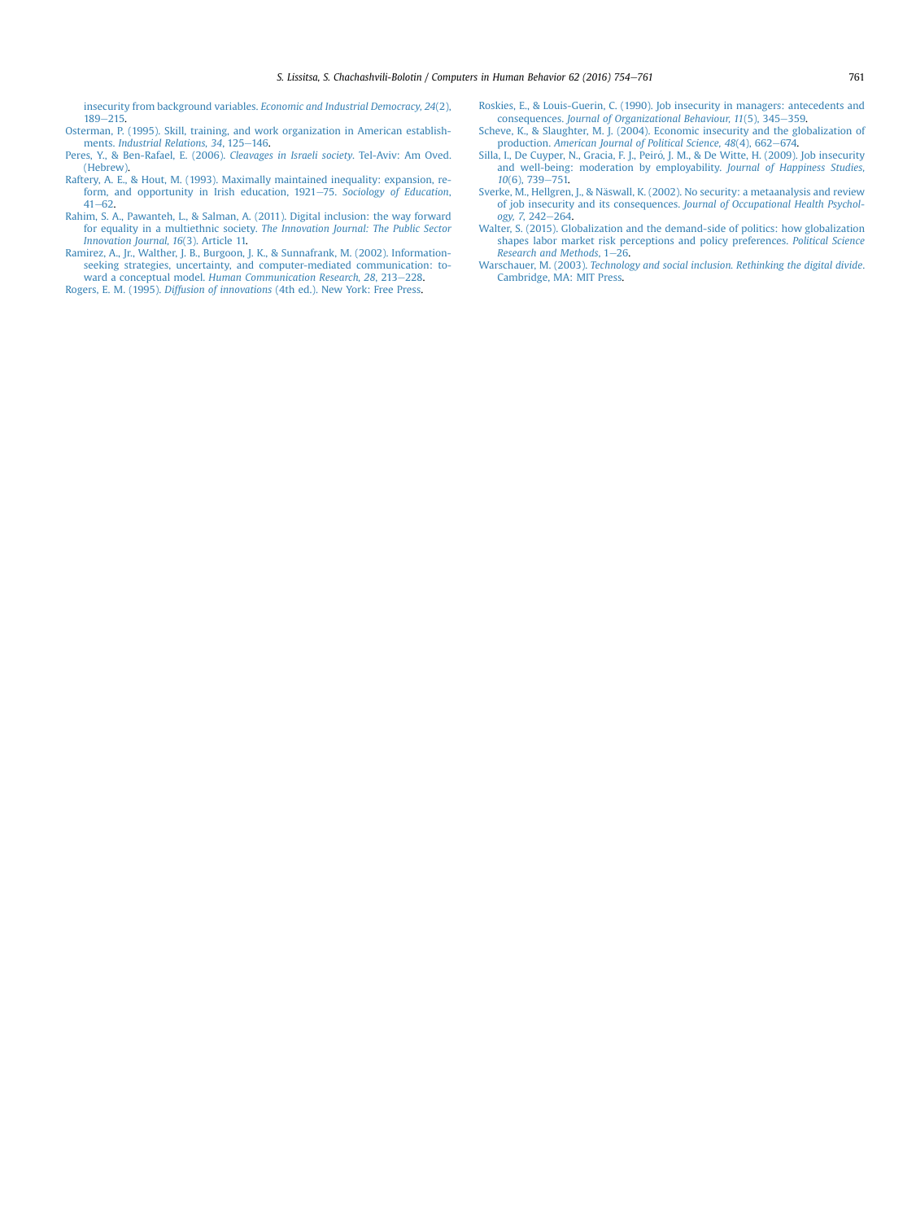insecurity from background variables. *Economic and Industrial Democracy, 24*(2), 189–215.

Osterman, P. (1995). Skill, training, and work organization in American establishments. *Industrial Relations, 34*, 125–146.

Peres, Y., & Ben-Rafael, E. (2006). *Cleavages in Israeli society*. Tel-Aviv: Am Oved. (Hebrew).

Raftery, A. E., & Hout, M. (1993). Maximally maintained inequality: expansion, reform, and opportunity in Irish education, 1921–75. *Sociology of Education*, 41–62.

Rahim, S. A., Pawanteh, L., & Salman, A. (2011). Digital inclusion: the way forward for equality in a multiethnic society. *The Innovation Journal: The Public Sector Innovation Journal, 16*(3). Article 11.

Ramirez, A., Jr., Walther, J. B., Burgoon, J. K., & Sunnafrank, M. (2002). Information-seeking strategies, uncertainty, and computer-mediated communication: toward a conceptual model. *Human Communication Research, 28*, 213–228.

Rogers, E. M. (1995). *Diffusion of innovations* (4th ed.). New York: Free Press.

Roskies, E., & Louis-Guerin, C. (1990). Job insecurity in managers: antecedents and consequences. *Journal of Organizational Behaviour, 11*(5), 345–359.

Scheve, K., & Slaughter, M. J. (2004). Economic insecurity and the globalization of production. *American Journal of Political Science, 48*(4), 662–674.

Silla, I., De Cuyper, N., Gracia, F. J., Peiró, J. M., & De Witte, H. (2009). Job insecurity and well-being: moderation by employability. *Journal of Happiness Studies, 10*(6), 739–751.

Sverke, M., Hellgren, J., & Näswall, K. (2002). No security: a metaanalysis and review of job insecurity and its consequences. *Journal of Occupational Health Psychology, 7*, 242–264.

Walter, S. (2015). Globalization and the demand-side of politics: how globalization shapes labor market risk perceptions and policy preferences. *Political Science Research and Methods*, 1–26.

Warschauer, M. (2003). *Technology and social inclusion. Rethinking the digital divide*. Cambridge, MA: MIT Press.